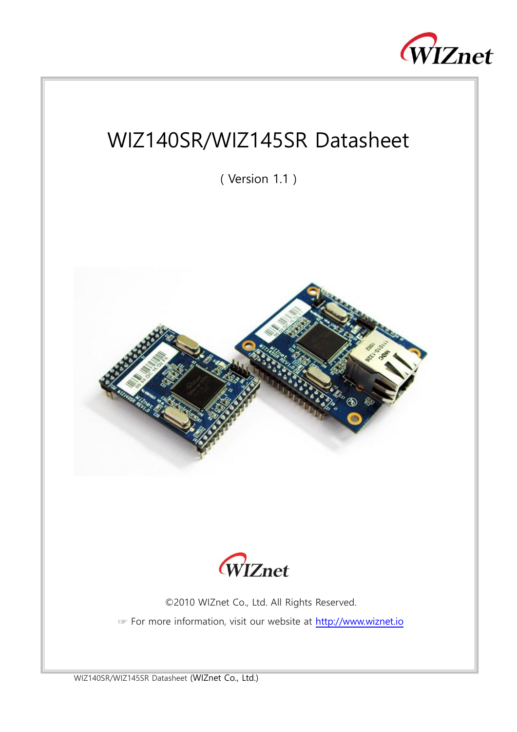# WIZ140SR/WIZ145SR Datasheet

( Version 1.1 )

©2010 WIZnet Co., Ltd. All Rights Reserved.

☞ For more information, visit our website at http://www.wiznet.io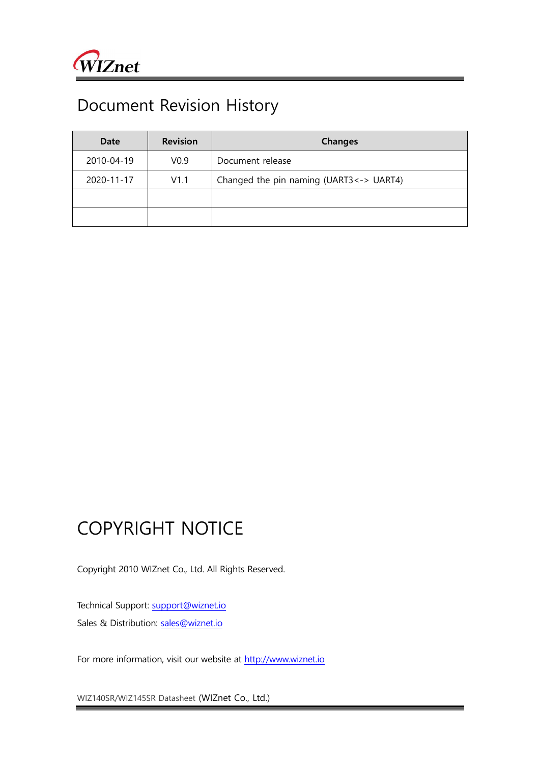# Document Revision History

| Date | Revision | Changes |
| --- | --- | --- |
| 2010-04-19 | V0.9 | Document release |
| 2020-11-17 | V1.1 | Changed the pin naming (UART3<-> UART4) |
| | | |
| | | |

# COPYRIGHT NOTICE

Copyright 2010 WIZnet Co., Ltd. All Rights Reserved.

Technical Support: support@wiznet.io

Sales & Distribution: sales@wiznet.io

For more information, visit our website at http://www.wiznet.io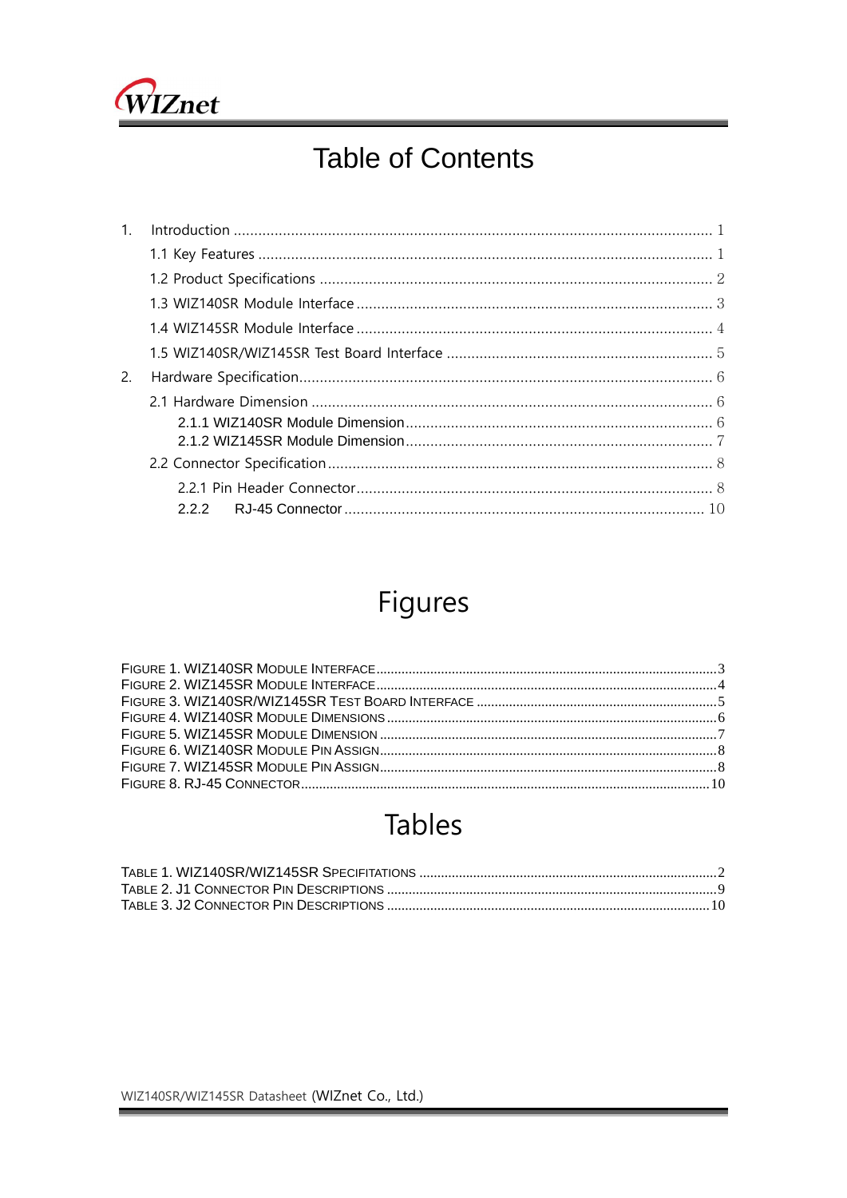# Table of Contents

1. Introduction ........................................................................................................ 1
   - 1.1 Key Features ............................................................................................... 1
   - 1.2 Product Specifications ................................................................................ 2
   - 1.3 WIZ140SR Module Interface ........................................................................ 3
   - 1.4 WIZ145SR Module Interface ........................................................................ 4
   - 1.5 WIZ140SR/WIZ145SR Test Board Interface ................................................. 5
2. Hardware Specification ......................................................................................... 6
   - 2.1 Hardware Dimension ................................................................................... 6
     - 2.1.1 WIZ140SR Module Dimension .............................................................. 6
     - 2.1.2 WIZ145SR Module Dimension .............................................................. 7
   - 2.2 Connector Specification ............................................................................... 8
     - 2.2.1 Pin Header Connector .......................................................................... 8
     - 2.2.2 RJ-45 Connector ................................................................................ 10

# Figures

FIGURE 1. WIZ140SR MODULE INTERFACE ........................................................................ 3
FIGURE 2. WIZ145SR MODULE INTERFACE ........................................................................ 4
FIGURE 3. WIZ140SR/WIZ145SR TEST BOARD INTERFACE ..................................................... 5
FIGURE 4. WIZ140SR MODULE DIMENSIONS ...................................................................... 6
FIGURE 5. WIZ145SR MODULE DIMENSION ........................................................................ 7
FIGURE 6. WIZ140SR MODULE PIN ASSIGN ........................................................................ 8
FIGURE 7. WIZ145SR MODULE PIN ASSIGN ........................................................................ 8
FIGURE 8. RJ-45 CONNECTOR ........................................................................................ 10

# Tables

TABLE 1. WIZ140SR/WIZ145SR SPECIFITATIONS ................................................................. 2
TABLE 2. J1 CONNECTOR PIN DESCRIPTIONS ..................................................................... 9
TABLE 3. J2 CONNECTOR PIN DESCRIPTIONS ................................................................... 10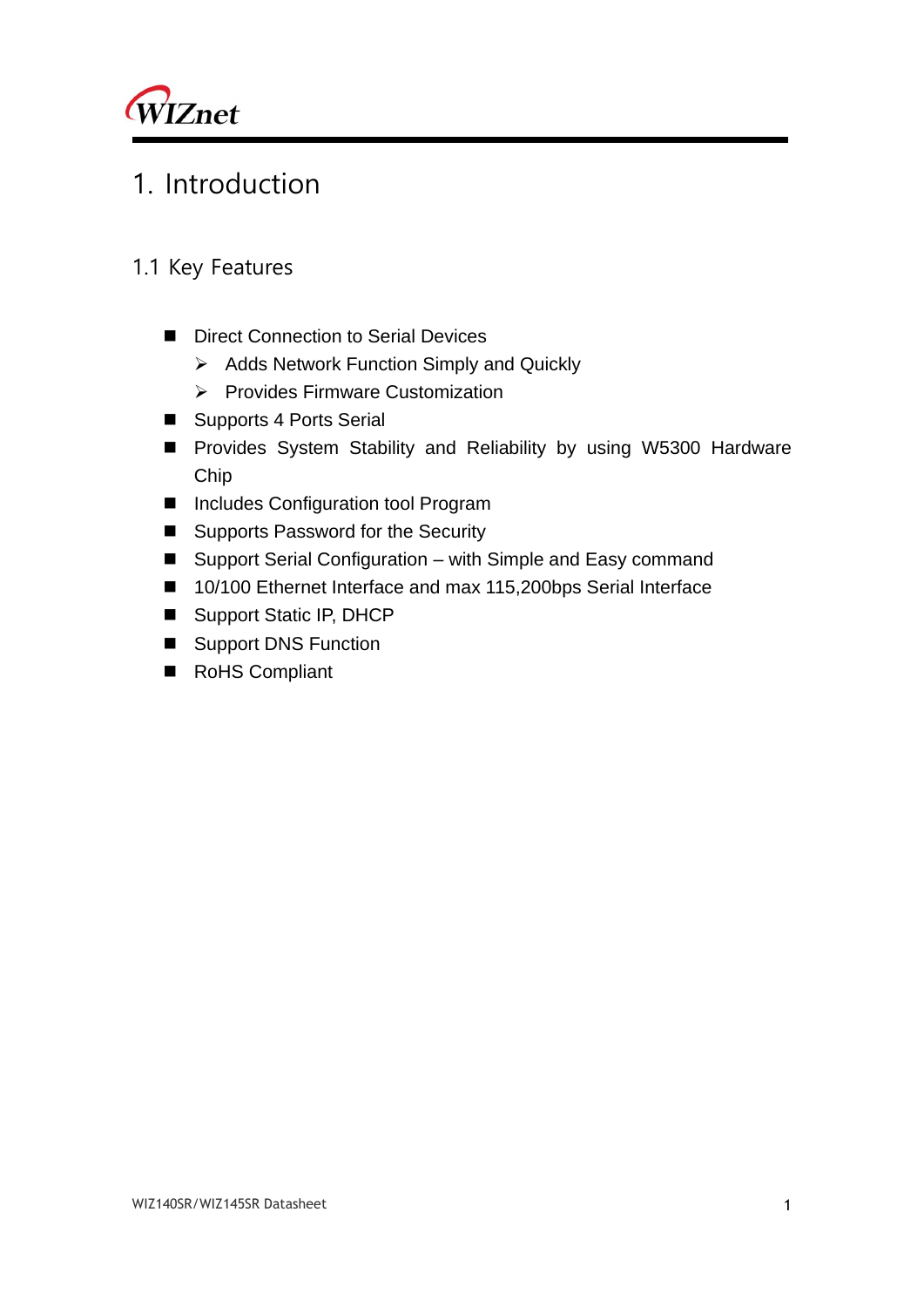# 1. Introduction

## 1.1 Key Features

- Direct Connection to Serial Devices
  - Adds Network Function Simply and Quickly
  - Provides Firmware Customization
- Supports 4 Ports Serial
- Provides System Stability and Reliability by using W5300 Hardware Chip
- Includes Configuration tool Program
- Supports Password for the Security
- Support Serial Configuration – with Simple and Easy command
- 10/100 Ethernet Interface and max 115,200bps Serial Interface
- Support Static IP, DHCP
- Support DNS Function
- RoHS Compliant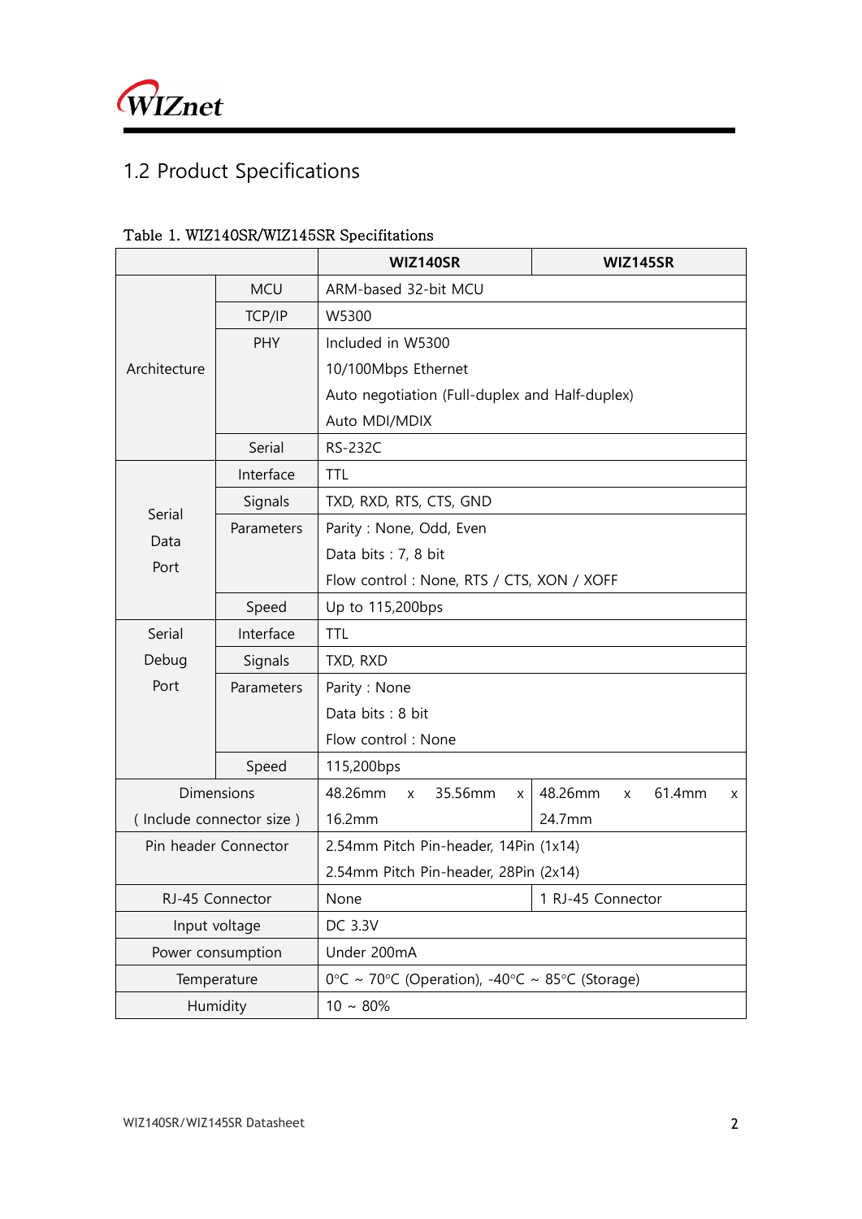## 1.2 Product Specifications

Table 1. WIZ140SR/WIZ145SR Specifitations

| | | WIZ140SR | WIZ145SR |
|---|---|---|---|
| Architecture | MCU | ARM-based 32-bit MCU | |
| | TCP/IP | W5300 | |
| | PHY | Included in W5300<br>10/100Mbps Ethernet<br>Auto negotiation (Full-duplex and Half-duplex)<br>Auto MDI/MDIX | |
| | Serial | RS-232C | |
| Serial Data Port | Interface | TTL | |
| | Signals | TXD, RXD, RTS, CTS, GND | |
| | Parameters | Parity : None, Odd, Even<br>Data bits : 7, 8 bit<br>Flow control : None, RTS / CTS, XON / XOFF | |
| | Speed | Up to 115,200bps | |
| Serial Debug Port | Interface | TTL | |
| | Signals | TXD, RXD | |
| | Parameters | Parity : None<br>Data bits : 8 bit<br>Flow control : None | |
| | Speed | 115,200bps | |
| Dimensions ( Include connector size ) | | 48.26mm x 35.56mm x 16.2mm | 48.26mm x 61.4mm x 24.7mm |
| Pin header Connector | | 2.54mm Pitch Pin-header, 14Pin (1x14)<br>2.54mm Pitch Pin-header, 28Pin (2x14) | |
| RJ-45 Connector | | None | 1 RJ-45 Connector |
| Input voltage | | DC 3.3V | |
| Power consumption | | Under 200mA | |
| Temperature | | 0°C ~ 70°C (Operation), -40°C ~ 85°C (Storage) | |
| Humidity | | 10 ~ 80% | |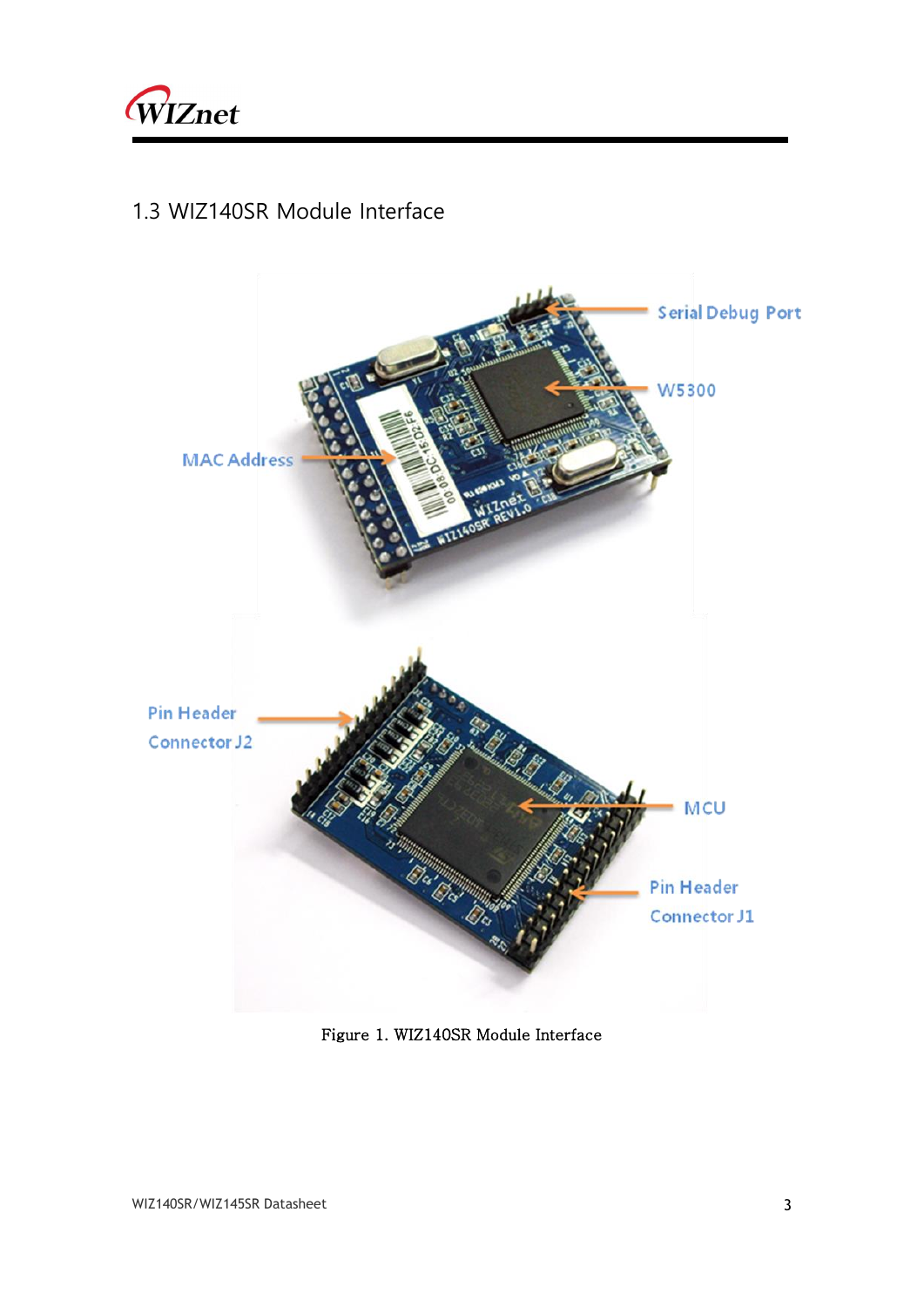## 1.3 WIZ140SR Module Interface

Serial Debug Port

W5300

MAC Address

Pin Header Connector J2

MCU

Pin Header Connector J1

Figure 1. WIZ140SR Module Interface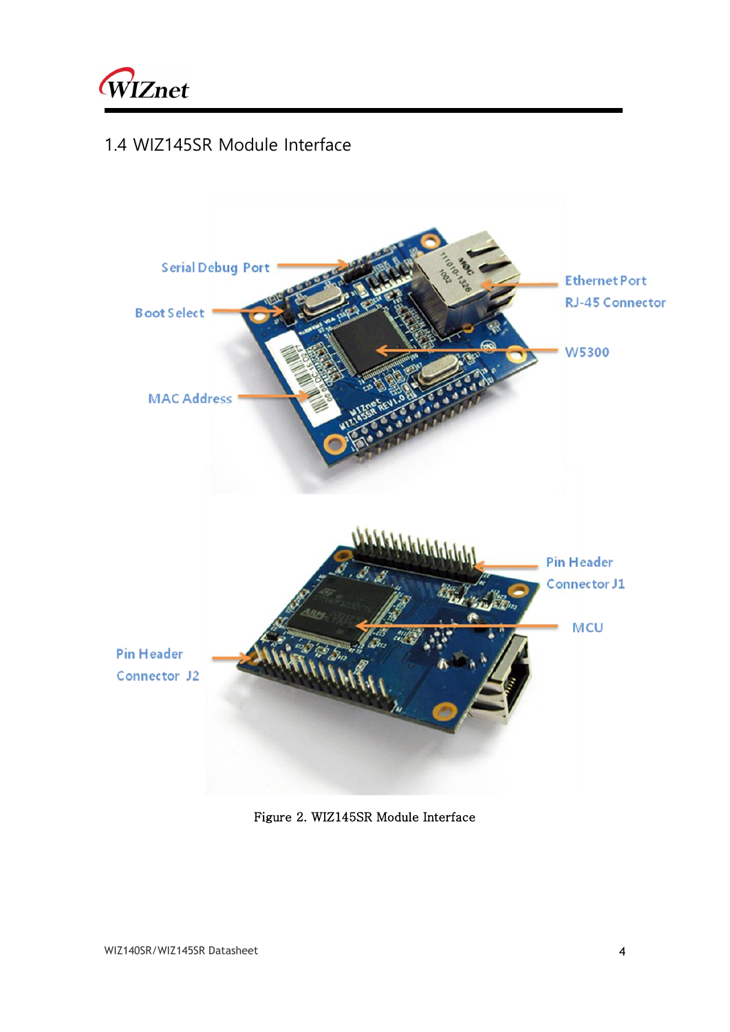## 1.4 WIZ145SR Module Interface

Serial Debug Port

Boot Select

MAC Address

Ethernet Port
RJ-45 Connector

W5300

Pin Header
Connector J1

MCU

Pin Header
Connector J2

Figure 2. WIZ145SR Module Interface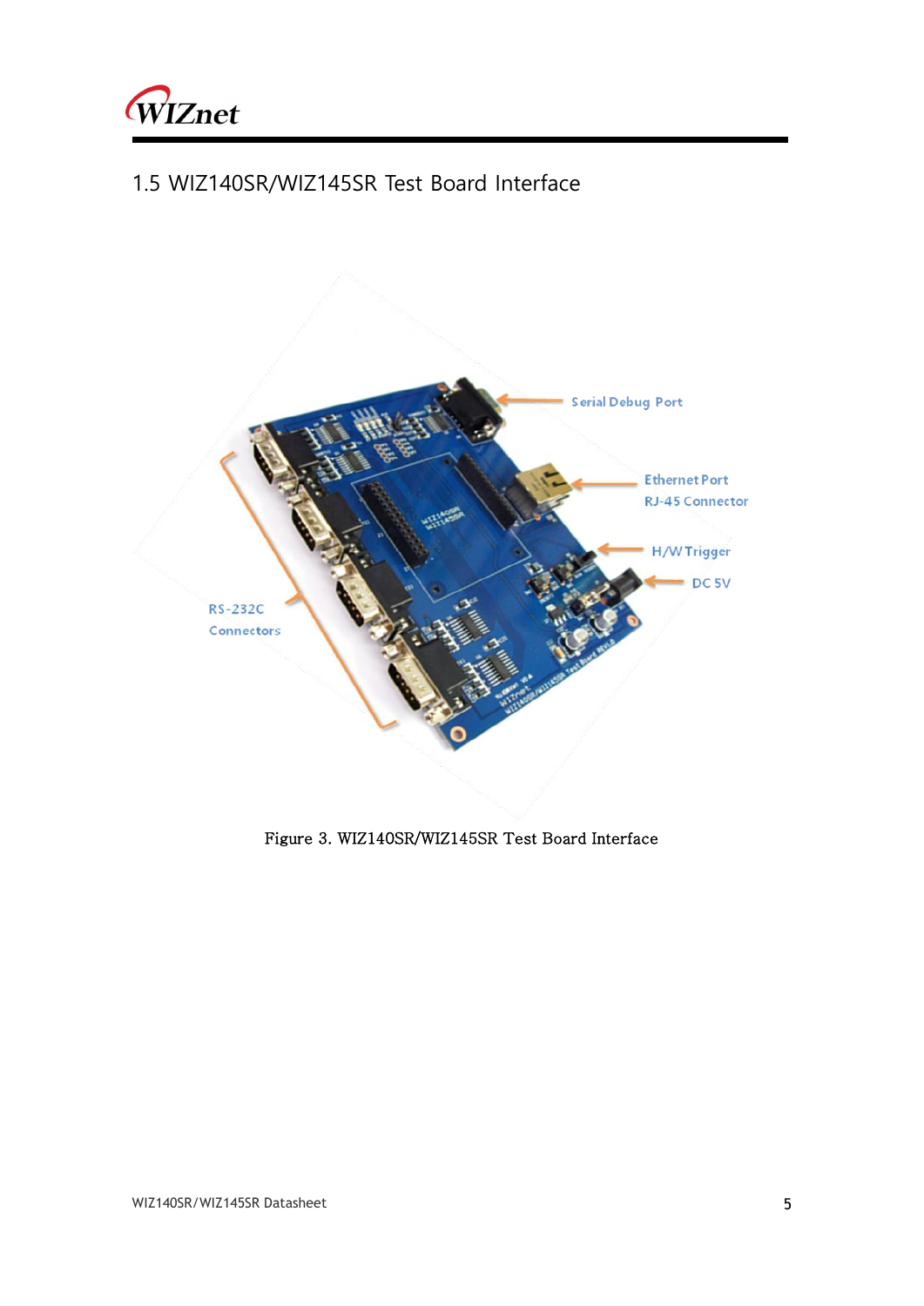## 1.5 WIZ140SR/WIZ145SR Test Board Interface

Serial Debug Port

Ethernet Port
RJ-45 Connector

H/W Trigger

DC 5V

RS-232C
Connectors

Figure 3. WIZ140SR/WIZ145SR Test Board Interface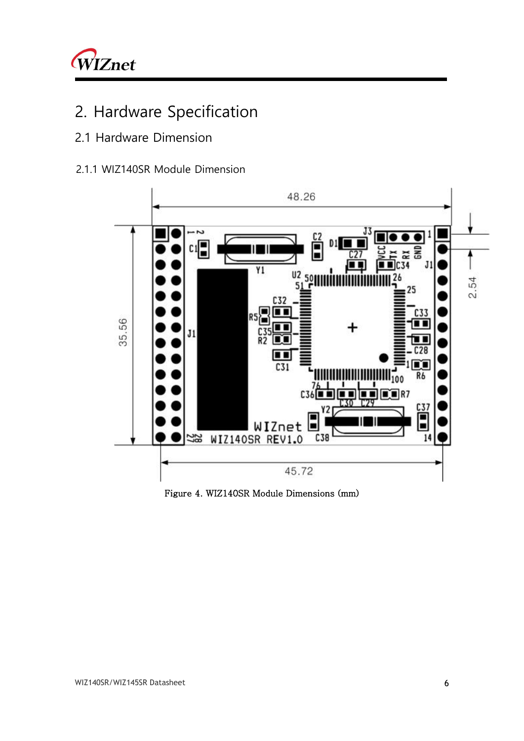# 2. Hardware Specification

## 2.1 Hardware Dimension

### 2.1.1 WIZ140SR Module Dimension

Figure 4. WIZ140SR Module Dimensions (mm)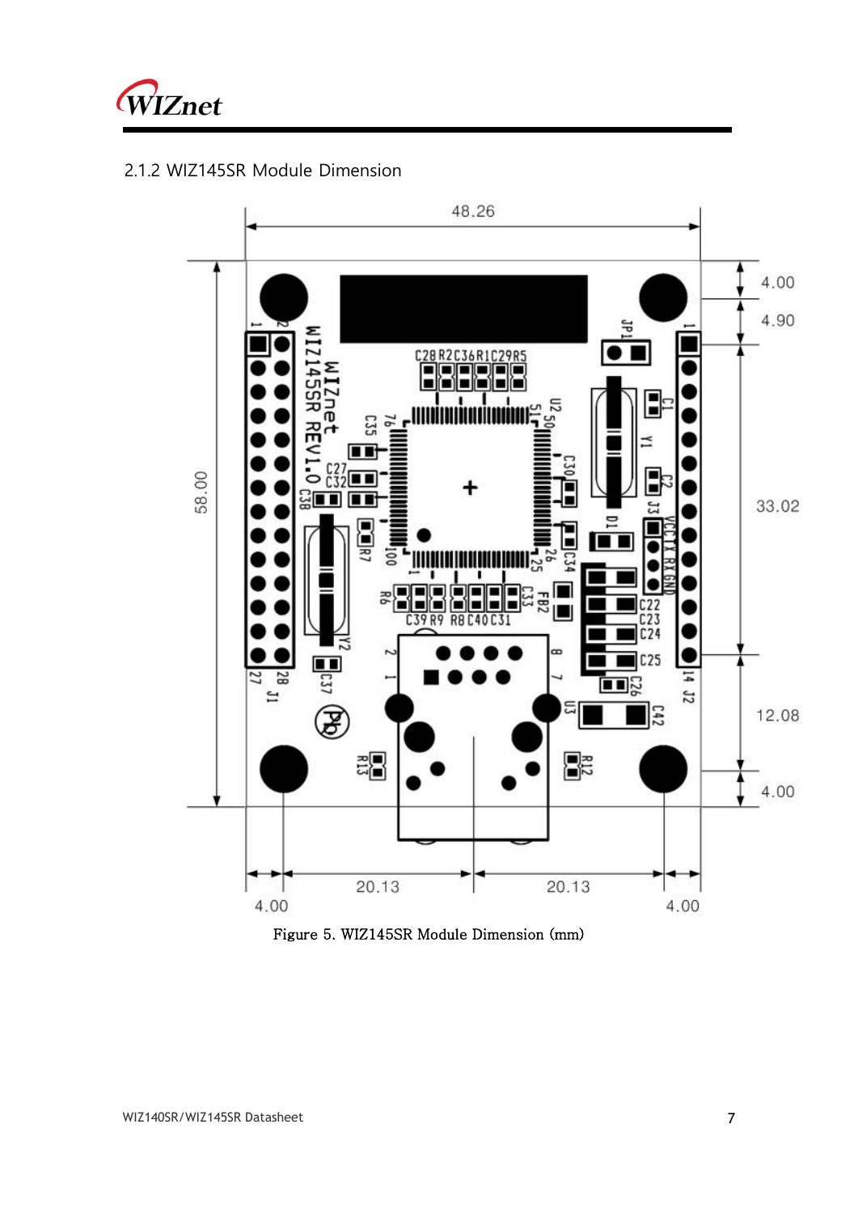### 2.1.2 WIZ145SR Module Dimension

Figure 5. WIZ145SR Module Dimension (mm)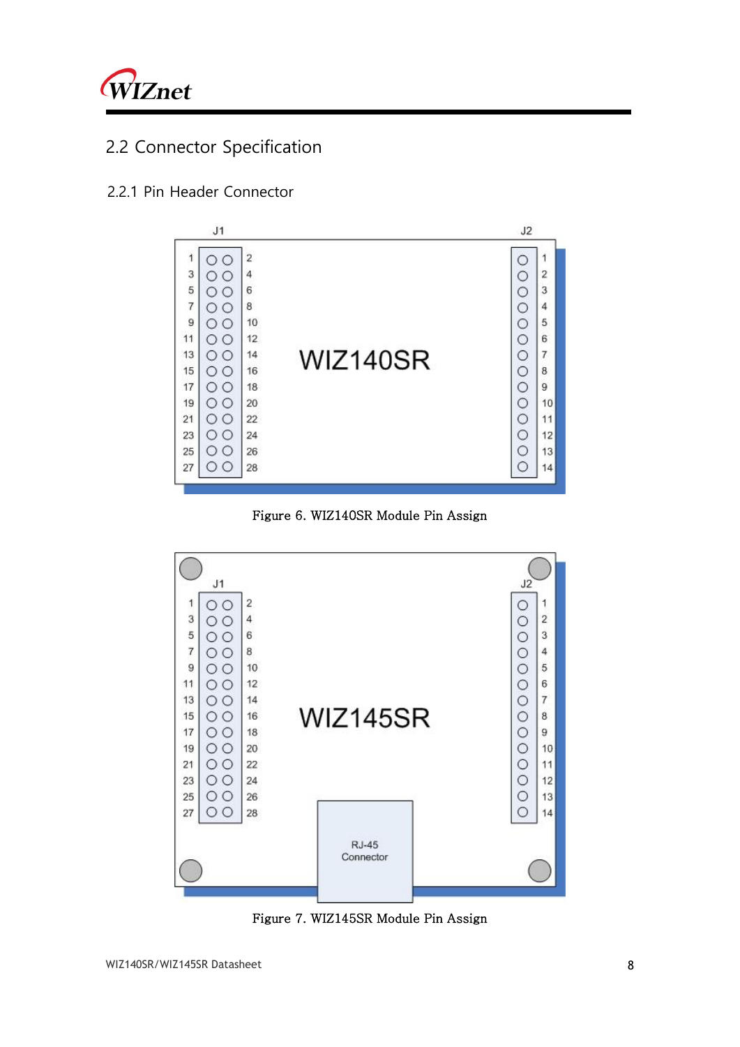## 2.2 Connector Specification

### 2.2.1 Pin Header Connector

Figure 6. WIZ140SR Module Pin Assign

Figure 7. WIZ145SR Module Pin Assign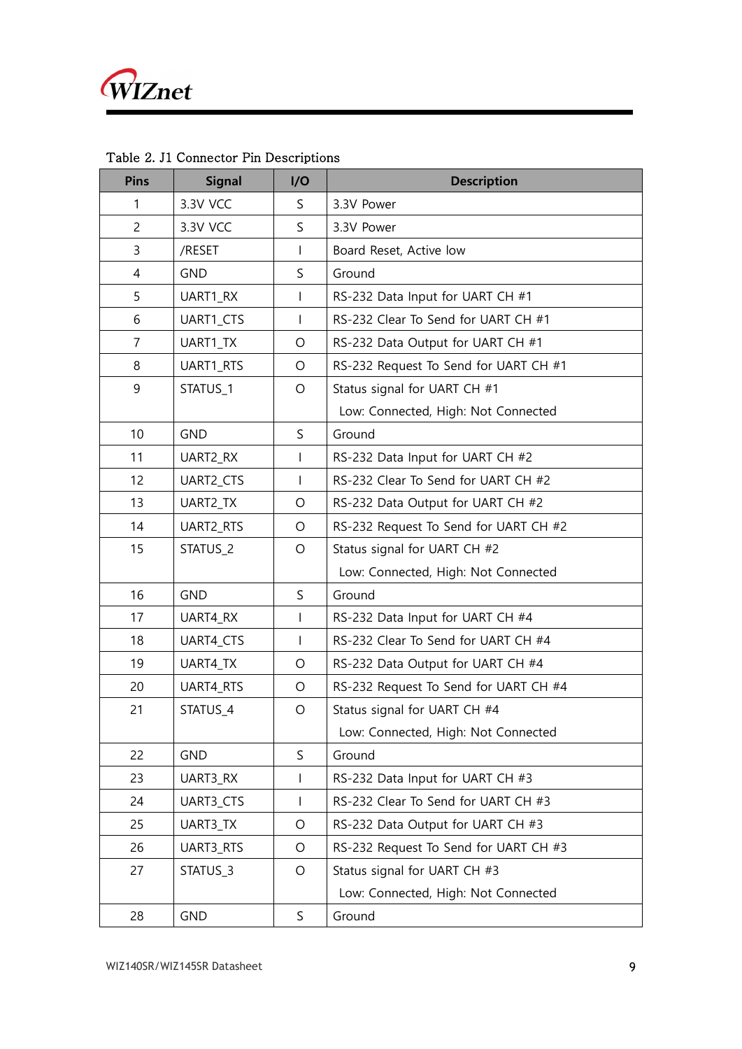Table 2. J1 Connector Pin Descriptions

| Pins | Signal | I/O | Description |
|---|---|---|---|
| 1 | 3.3V VCC | S | 3.3V Power |
| 2 | 3.3V VCC | S | 3.3V Power |
| 3 | /RESET | I | Board Reset, Active low |
| 4 | GND | S | Ground |
| 5 | UART1_RX | I | RS-232 Data Input for UART CH #1 |
| 6 | UART1_CTS | I | RS-232 Clear To Send for UART CH #1 |
| 7 | UART1_TX | O | RS-232 Data Output for UART CH #1 |
| 8 | UART1_RTS | O | RS-232 Request To Send for UART CH #1 |
| 9 | STATUS_1 | O | Status signal for UART CH #1<br>Low: Connected, High: Not Connected |
| 10 | GND | S | Ground |
| 11 | UART2_RX | I | RS-232 Data Input for UART CH #2 |
| 12 | UART2_CTS | I | RS-232 Clear To Send for UART CH #2 |
| 13 | UART2_TX | O | RS-232 Data Output for UART CH #2 |
| 14 | UART2_RTS | O | RS-232 Request To Send for UART CH #2 |
| 15 | STATUS_2 | O | Status signal for UART CH #2<br>Low: Connected, High: Not Connected |
| 16 | GND | S | Ground |
| 17 | UART4_RX | I | RS-232 Data Input for UART CH #4 |
| 18 | UART4_CTS | I | RS-232 Clear To Send for UART CH #4 |
| 19 | UART4_TX | O | RS-232 Data Output for UART CH #4 |
| 20 | UART4_RTS | O | RS-232 Request To Send for UART CH #4 |
| 21 | STATUS_4 | O | Status signal for UART CH #4<br>Low: Connected, High: Not Connected |
| 22 | GND | S | Ground |
| 23 | UART3_RX | I | RS-232 Data Input for UART CH #3 |
| 24 | UART3_CTS | I | RS-232 Clear To Send for UART CH #3 |
| 25 | UART3_TX | O | RS-232 Data Output for UART CH #3 |
| 26 | UART3_RTS | O | RS-232 Request To Send for UART CH #3 |
| 27 | STATUS_3 | O | Status signal for UART CH #3<br>Low: Connected, High: Not Connected |
| 28 | GND | S | Ground |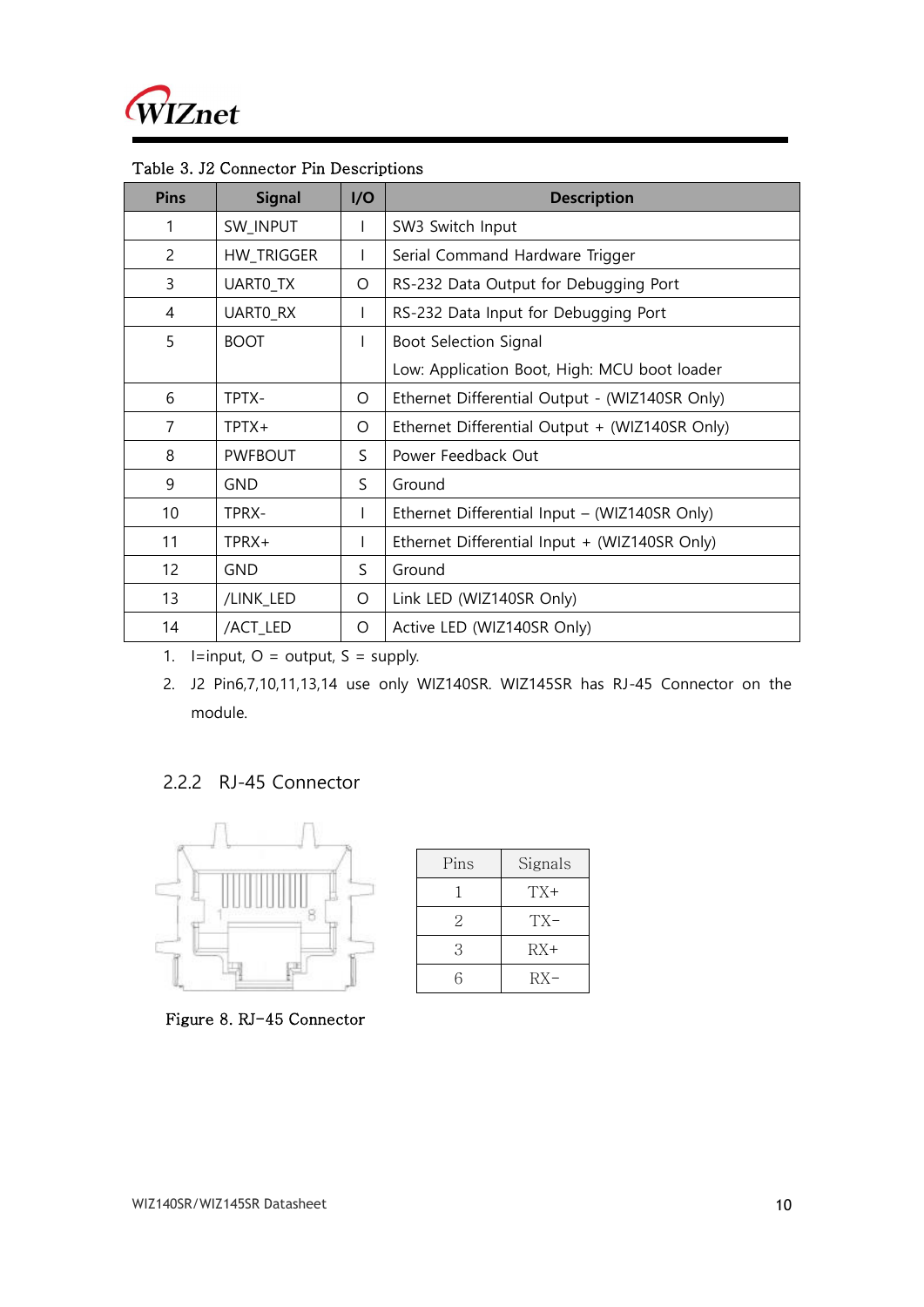Table 3. J2 Connector Pin Descriptions

| Pins | Signal | I/O | Description |
|---|---|---|---|
| 1 | SW_INPUT | I | SW3 Switch Input |
| 2 | HW_TRIGGER | I | Serial Command Hardware Trigger |
| 3 | UART0_TX | O | RS-232 Data Output for Debugging Port |
| 4 | UART0_RX | I | RS-232 Data Input for Debugging Port |
| 5 | BOOT | I | Boot Selection Signal<br>Low: Application Boot, High: MCU boot loader |
| 6 | TPTX- | O | Ethernet Differential Output - (WIZ140SR Only) |
| 7 | TPTX+ | O | Ethernet Differential Output + (WIZ140SR Only) |
| 8 | PWFBOUT | S | Power Feedback Out |
| 9 | GND | S | Ground |
| 10 | TPRX- | I | Ethernet Differential Input – (WIZ140SR Only) |
| 11 | TPRX+ | I | Ethernet Differential Input + (WIZ140SR Only) |
| 12 | GND | S | Ground |
| 13 | /LINK_LED | O | Link LED (WIZ140SR Only) |
| 14 | /ACT_LED | O | Active LED (WIZ140SR Only) |

1. I=input, O = output, S = supply.
2. J2 Pin6,7,10,11,13,14 use only WIZ140SR. WIZ145SR has RJ-45 Connector on the module.

### 2.2.2 RJ-45 Connector

| Pins | Signals |
|---|---|
| 1 | TX+ |
| 2 | TX- |
| 3 | RX+ |
| 6 | RX- |

Figure 8. RJ-45 Connector